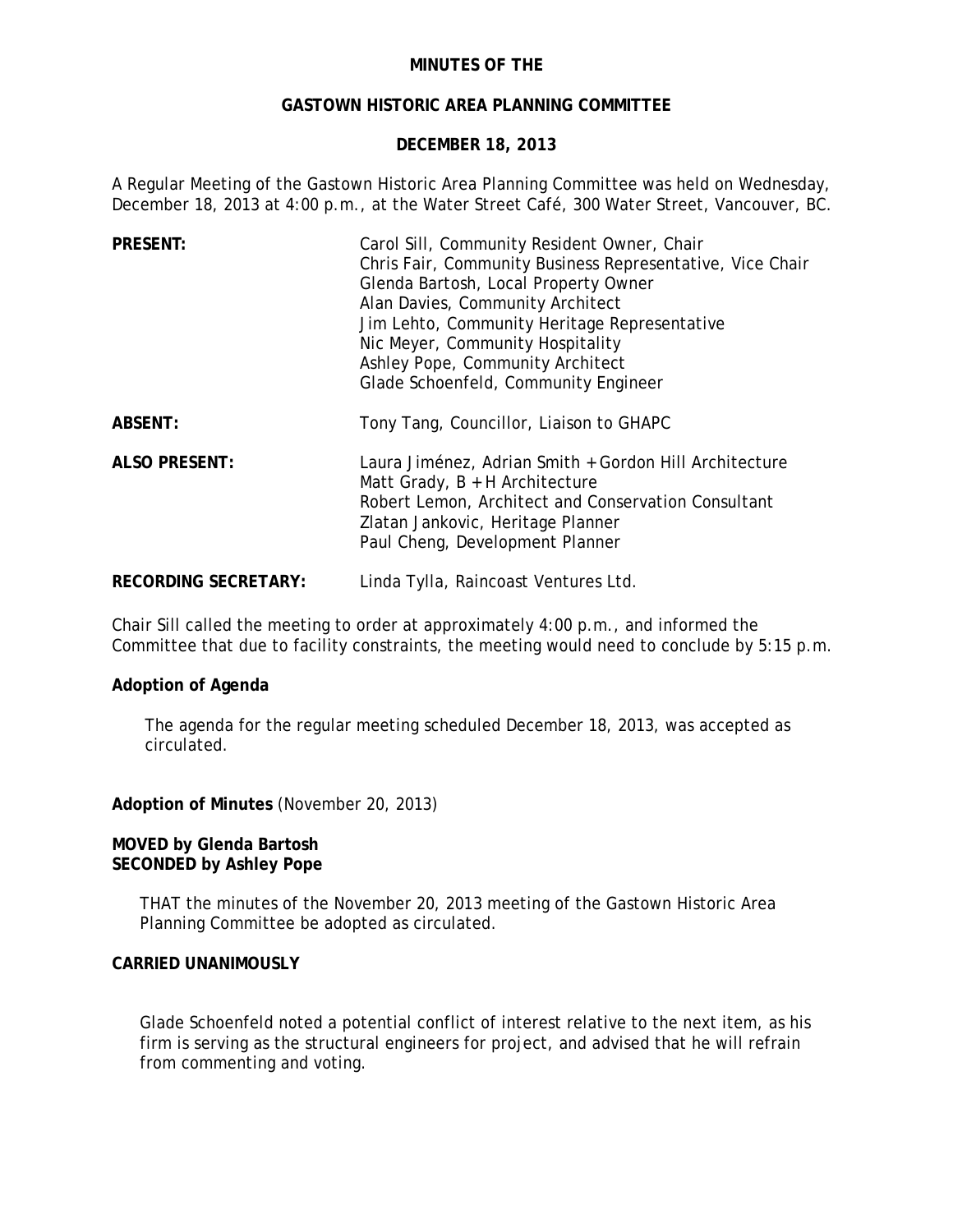**MINUTES OF THE**

**GASTOWN HISTORIC AREA PLANNING COMMITTEE**

**DECEMBER 18, 2013**

A Regular Meeting of the Gastown Historic Area Planning Committee was held on Wednesday, December 18, 2013 at 4:00 p.m., at the Water Street Café, 300 Water Street, Vancouver, BC.

| | |
|---|---|
| **PRESENT:** | Carol Sill, Community Resident Owner, Chair<br>Chris Fair, Community Business Representative, Vice Chair<br>Glenda Bartosh, Local Property Owner<br>Alan Davies, Community Architect<br>Jim Lehto, Community Heritage Representative<br>Nic Meyer, Community Hospitality<br>Ashley Pope, Community Architect<br>Glade Schoenfeld, Community Engineer |
| **ABSENT:** | Tony Tang, Councillor, Liaison to GHAPC |
| **ALSO PRESENT:** | Laura Jiménez, Adrian Smith + Gordon Hill Architecture<br>Matt Grady, B + H Architecture<br>Robert Lemon, Architect and Conservation Consultant<br>Zlatan Jankovic, Heritage Planner<br>Paul Cheng, Development Planner |
| **RECORDING SECRETARY:** | Linda Tylla, Raincoast Ventures Ltd. |

Chair Sill called the meeting to order at approximately 4:00 p.m., and informed the Committee that due to facility constraints, the meeting would need to conclude by 5:15 p.m.

**Adoption of Agenda**

The agenda for the regular meeting scheduled December 18, 2013, was accepted as circulated.

**Adoption of Minutes** (November 20, 2013)

**MOVED by Glenda Bartosh**
**SECONDED by Ashley Pope**

THAT the minutes of the November 20, 2013 meeting of the Gastown Historic Area Planning Committee be adopted as circulated.

**CARRIED UNANIMOUSLY**

Glade Schoenfeld noted a potential conflict of interest relative to the next item, as his firm is serving as the structural engineers for project, and advised that he will refrain from commenting and voting.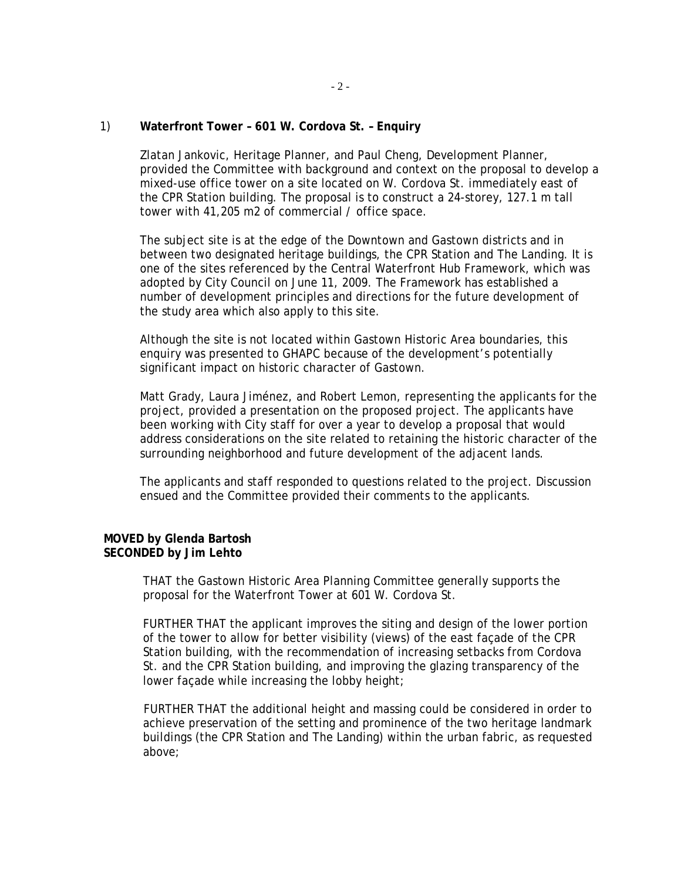## 1) Waterfront Tower – 601 W. Cordova St. – Enquiry

Zlatan Jankovic, Heritage Planner, and Paul Cheng, Development Planner, provided the Committee with background and context on the proposal to develop a mixed-use office tower on a site located on W. Cordova St. immediately east of the CPR Station building. The proposal is to construct a 24-storey, 127.1 m tall tower with 41,205 m2 of commercial / office space.

The subject site is at the edge of the Downtown and Gastown districts and in between two designated heritage buildings, the CPR Station and The Landing. It is one of the sites referenced by the Central Waterfront Hub Framework, which was adopted by City Council on June 11, 2009. The Framework has established a number of development principles and directions for the future development of the study area which also apply to this site.

Although the site is not located within Gastown Historic Area boundaries, this enquiry was presented to GHAPC because of the development's potentially significant impact on historic character of Gastown.

Matt Grady, Laura Jiménez, and Robert Lemon, representing the applicants for the project, provided a presentation on the proposed project. The applicants have been working with City staff for over a year to develop a proposal that would address considerations on the site related to retaining the historic character of the surrounding neighborhood and future development of the adjacent lands.

The applicants and staff responded to questions related to the project. Discussion ensued and the Committee provided their comments to the applicants.

**MOVED by Glenda Bartosh**
**SECONDED by Jim Lehto**

THAT the Gastown Historic Area Planning Committee generally supports the proposal for the Waterfront Tower at 601 W. Cordova St.

FURTHER THAT the applicant improves the siting and design of the lower portion of the tower to allow for better visibility (views) of the east façade of the CPR Station building, with the recommendation of increasing setbacks from Cordova St. and the CPR Station building, and improving the glazing transparency of the lower façade while increasing the lobby height;

FURTHER THAT the additional height and massing could be considered in order to achieve preservation of the setting and prominence of the two heritage landmark buildings (the CPR Station and The Landing) within the urban fabric, as requested above;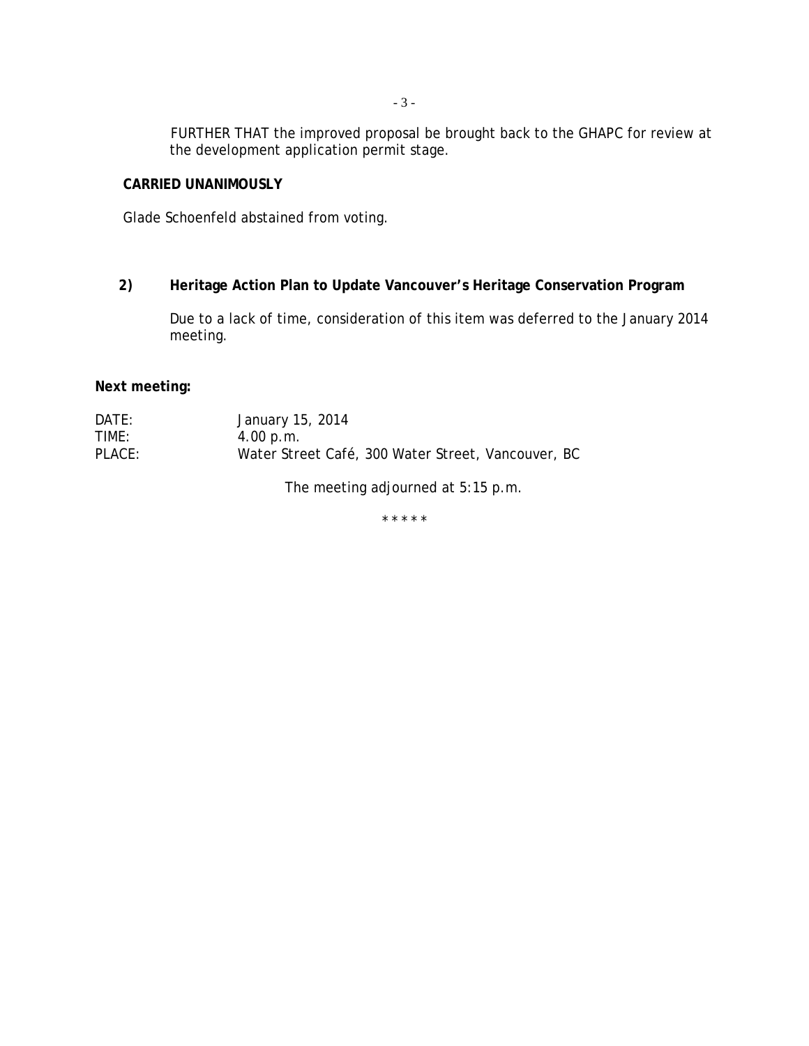FURTHER THAT the improved proposal be brought back to the GHAPC for review at the development application permit stage.

**CARRIED UNANIMOUSLY**

Glade Schoenfeld abstained from voting.

**2) Heritage Action Plan to Update Vancouver's Heritage Conservation Program**

Due to a lack of time, consideration of this item was deferred to the January 2014 meeting.

**Next meeting:**

| | |
|---|---|
| DATE: | January 15, 2014 |
| TIME: | 4.00 p.m. |
| PLACE: | Water Street Café, 300 Water Street, Vancouver, BC |

The meeting adjourned at 5:15 p.m.

\* \* \* \* \*